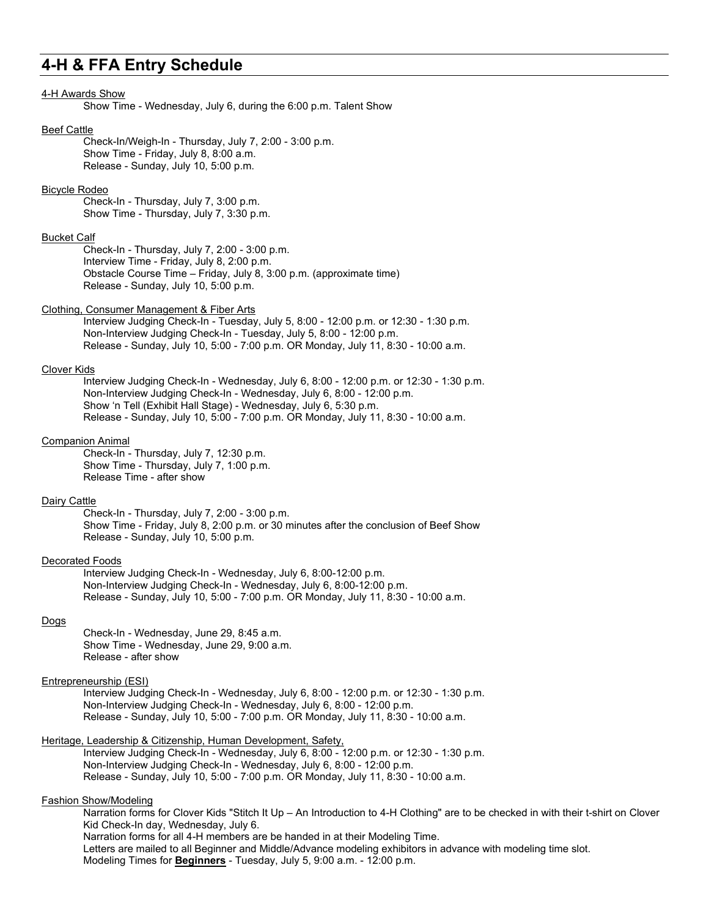# 4-H & FFA Entry Schedule

4-H Awards Show

Show Time - Wednesday, July 6, during the 6:00 p.m. Talent Show

Beef Cattle

Check-In/Weigh-In - Thursday, July 7, 2:00 - 3:00 p.m.
Show Time - Friday, July 8, 8:00 a.m.
Release - Sunday, July 10, 5:00 p.m.

Bicycle Rodeo

Check-In - Thursday, July 7, 3:00 p.m.
Show Time - Thursday, July 7, 3:30 p.m.

Bucket Calf

Check-In - Thursday, July 7, 2:00 - 3:00 p.m.
Interview Time - Friday, July 8, 2:00 p.m.
Obstacle Course Time – Friday, July 8, 3:00 p.m. (approximate time)
Release - Sunday, July 10, 5:00 p.m.

Clothing, Consumer Management & Fiber Arts

Interview Judging Check-In - Tuesday, July 5, 8:00 - 12:00 p.m. or 12:30 - 1:30 p.m.
Non-Interview Judging Check-In - Tuesday, July 5, 8:00 - 12:00 p.m.
Release - Sunday, July 10, 5:00 - 7:00 p.m. OR Monday, July 11, 8:30 - 10:00 a.m.

Clover Kids

Interview Judging Check-In - Wednesday, July 6, 8:00 - 12:00 p.m. or 12:30 - 1:30 p.m.
Non-Interview Judging Check-In - Wednesday, July 6, 8:00 - 12:00 p.m.
Show 'n Tell (Exhibit Hall Stage) - Wednesday, July 6, 5:30 p.m.
Release - Sunday, July 10, 5:00 - 7:00 p.m. OR Monday, July 11, 8:30 - 10:00 a.m.

Companion Animal

Check-In - Thursday, July 7, 12:30 p.m.
Show Time - Thursday, July 7, 1:00 p.m.
Release Time - after show

Dairy Cattle

Check-In - Thursday, July 7, 2:00 - 3:00 p.m.
Show Time - Friday, July 8, 2:00 p.m. or 30 minutes after the conclusion of Beef Show
Release - Sunday, July 10, 5:00 p.m.

Decorated Foods

Interview Judging Check-In - Wednesday, July 6, 8:00-12:00 p.m.
Non-Interview Judging Check-In - Wednesday, July 6, 8:00-12:00 p.m.
Release - Sunday, July 10, 5:00 - 7:00 p.m. OR Monday, July 11, 8:30 - 10:00 a.m.

Dogs

Check-In - Wednesday, June 29, 8:45 a.m.
Show Time - Wednesday, June 29, 9:00 a.m.
Release - after show

Entrepreneurship (ESI)

Interview Judging Check-In - Wednesday, July 6, 8:00 - 12:00 p.m. or 12:30 - 1:30 p.m.
Non-Interview Judging Check-In - Wednesday, July 6, 8:00 - 12:00 p.m.
Release - Sunday, July 10, 5:00 - 7:00 p.m. OR Monday, July 11, 8:30 - 10:00 a.m.

Heritage, Leadership & Citizenship, Human Development, Safety,

Interview Judging Check-In - Wednesday, July 6, 8:00 - 12:00 p.m. or 12:30 - 1:30 p.m.
Non-Interview Judging Check-In - Wednesday, July 6, 8:00 - 12:00 p.m.
Release - Sunday, July 10, 5:00 - 7:00 p.m. OR Monday, July 11, 8:30 - 10:00 a.m.

Fashion Show/Modeling

Narration forms for Clover Kids "Stitch It Up – An Introduction to 4-H Clothing" are to be checked in with their t-shirt on Clover Kid Check-In day, Wednesday, July 6.
Narration forms for all 4-H members are be handed in at their Modeling Time.
Letters are mailed to all Beginner and Middle/Advance modeling exhibitors in advance with modeling time slot.
Modeling Times for **Beginners** - Tuesday, July 5, 9:00 a.m. - 12:00 p.m.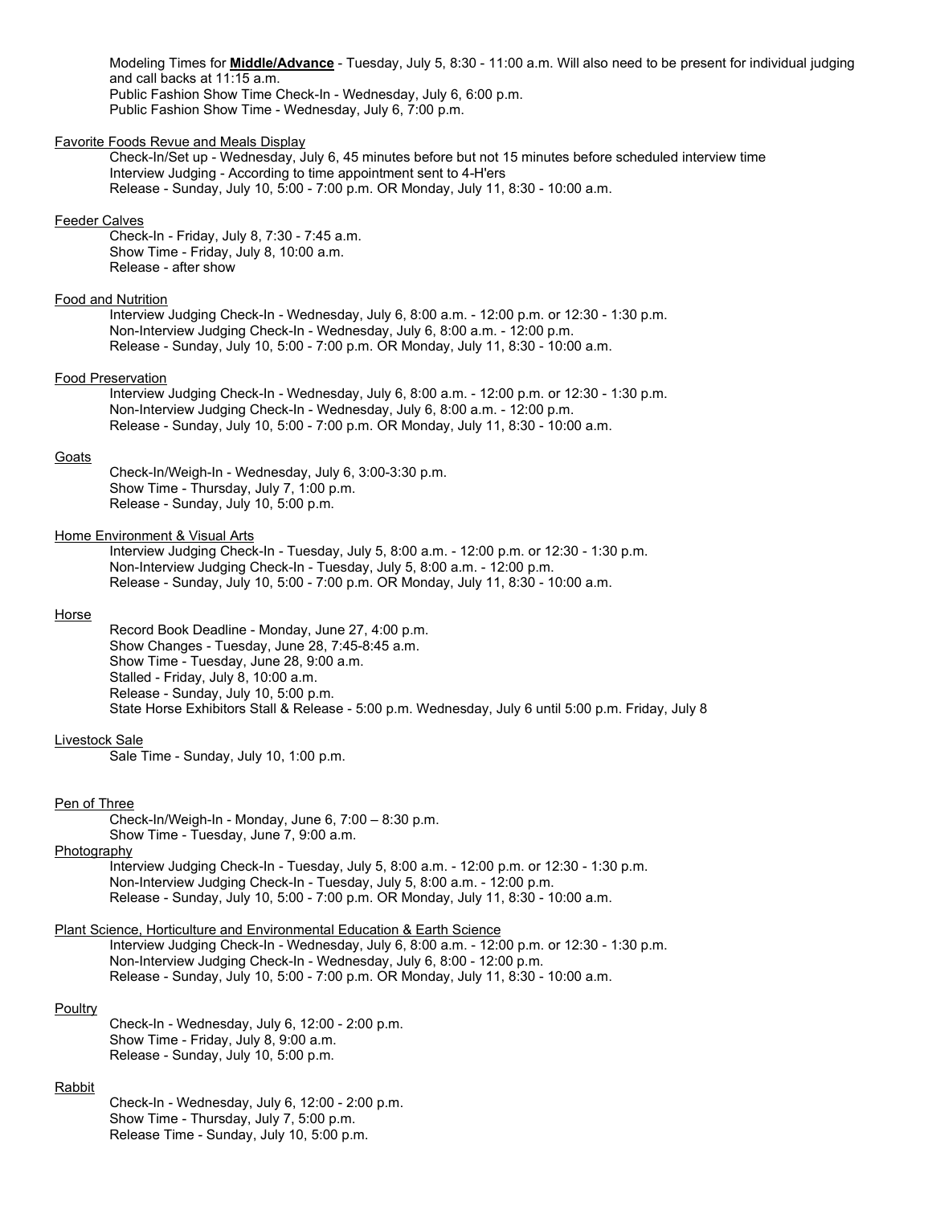Modeling Times for **Middle/Advance** - Tuesday, July 5, 8:30 - 11:00 a.m. Will also need to be present for individual judging and call backs at 11:15 a.m.
Public Fashion Show Time Check-In - Wednesday, July 6, 6:00 p.m.
Public Fashion Show Time - Wednesday, July 6, 7:00 p.m.

<u>Favorite Foods Revue and Meals Display</u>

Check-In/Set up - Wednesday, July 6, 45 minutes before but not 15 minutes before scheduled interview time
Interview Judging - According to time appointment sent to 4-H'ers
Release - Sunday, July 10, 5:00 - 7:00 p.m. OR Monday, July 11, 8:30 - 10:00 a.m.

<u>Feeder Calves</u>

Check-In - Friday, July 8, 7:30 - 7:45 a.m.
Show Time - Friday, July 8, 10:00 a.m.
Release - after show

<u>Food and Nutrition</u>

Interview Judging Check-In - Wednesday, July 6, 8:00 a.m. - 12:00 p.m. or 12:30 - 1:30 p.m.
Non-Interview Judging Check-In - Wednesday, July 6, 8:00 a.m. - 12:00 p.m.
Release - Sunday, July 10, 5:00 - 7:00 p.m. OR Monday, July 11, 8:30 - 10:00 a.m.

<u>Food Preservation</u>

Interview Judging Check-In - Wednesday, July 6, 8:00 a.m. - 12:00 p.m. or 12:30 - 1:30 p.m.
Non-Interview Judging Check-In - Wednesday, July 6, 8:00 a.m. - 12:00 p.m.
Release - Sunday, July 10, 5:00 - 7:00 p.m. OR Monday, July 11, 8:30 - 10:00 a.m.

<u>Goats</u>

Check-In/Weigh-In - Wednesday, July 6, 3:00-3:30 p.m.
Show Time - Thursday, July 7, 1:00 p.m.
Release - Sunday, July 10, 5:00 p.m.

<u>Home Environment & Visual Arts</u>

Interview Judging Check-In - Tuesday, July 5, 8:00 a.m. - 12:00 p.m. or 12:30 - 1:30 p.m.
Non-Interview Judging Check-In - Tuesday, July 5, 8:00 a.m. - 12:00 p.m.
Release - Sunday, July 10, 5:00 - 7:00 p.m. OR Monday, July 11, 8:30 - 10:00 a.m.

<u>Horse</u>

Record Book Deadline - Monday, June 27, 4:00 p.m.
Show Changes - Tuesday, June 28, 7:45-8:45 a.m.
Show Time - Tuesday, June 28, 9:00 a.m.
Stalled - Friday, July 8, 10:00 a.m.
Release - Sunday, July 10, 5:00 p.m.
State Horse Exhibitors Stall & Release - 5:00 p.m. Wednesday, July 6 until 5:00 p.m. Friday, July 8

<u>Livestock Sale</u>

Sale Time - Sunday, July 10, 1:00 p.m.

<u>Pen of Three</u>

Check-In/Weigh-In - Monday, June 6, 7:00 – 8:30 p.m.
Show Time - Tuesday, June 7, 9:00 a.m.

<u>Photography</u>

Interview Judging Check-In - Tuesday, July 5, 8:00 a.m. - 12:00 p.m. or 12:30 - 1:30 p.m.
Non-Interview Judging Check-In - Tuesday, July 5, 8:00 a.m. - 12:00 p.m.
Release - Sunday, July 10, 5:00 - 7:00 p.m. OR Monday, July 11, 8:30 - 10:00 a.m.

<u>Plant Science, Horticulture and Environmental Education & Earth Science</u>

Interview Judging Check-In - Wednesday, July 6, 8:00 a.m. - 12:00 p.m. or 12:30 - 1:30 p.m.
Non-Interview Judging Check-In - Wednesday, July 6, 8:00 - 12:00 p.m.
Release - Sunday, July 10, 5:00 - 7:00 p.m. OR Monday, July 11, 8:30 - 10:00 a.m.

<u>Poultry</u>

Check-In - Wednesday, July 6, 12:00 - 2:00 p.m.
Show Time - Friday, July 8, 9:00 a.m.
Release - Sunday, July 10, 5:00 p.m.

<u>Rabbit</u>

Check-In - Wednesday, July 6, 12:00 - 2:00 p.m.
Show Time - Thursday, July 7, 5:00 p.m.
Release Time - Sunday, July 10, 5:00 p.m.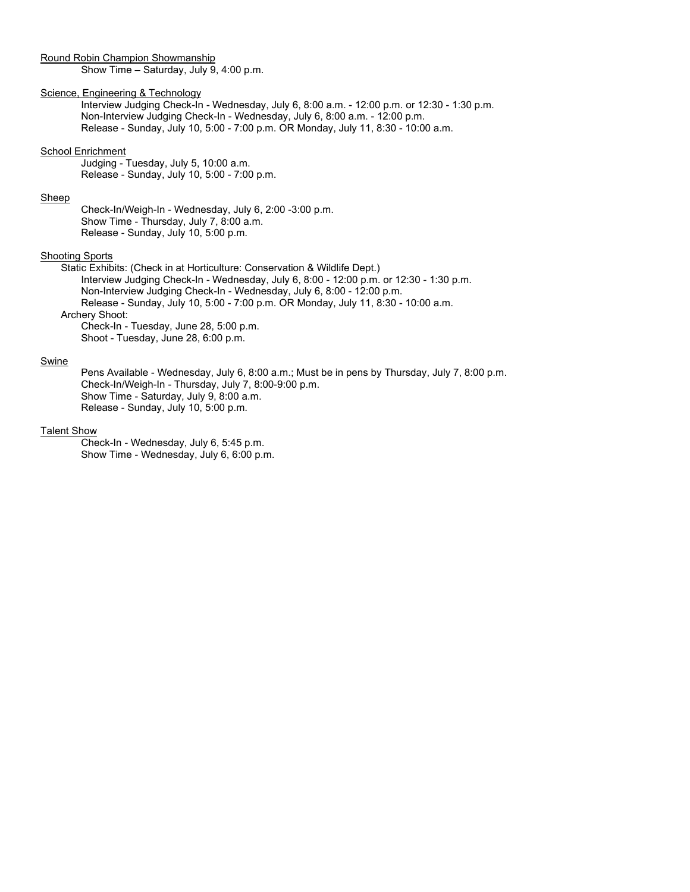<u>Round Robin Champion Showmanship</u>

Show Time – Saturday, July 9, 4:00 p.m.

<u>Science, Engineering & Technology</u>

Interview Judging Check-In - Wednesday, July 6, 8:00 a.m. - 12:00 p.m. or 12:30 - 1:30 p.m.
Non-Interview Judging Check-In - Wednesday, July 6, 8:00 a.m. - 12:00 p.m.
Release - Sunday, July 10, 5:00 - 7:00 p.m. OR Monday, July 11, 8:30 - 10:00 a.m.

<u>School Enrichment</u>

Judging - Tuesday, July 5, 10:00 a.m.
Release - Sunday, July 10, 5:00 - 7:00 p.m.

<u>Sheep</u>

Check-In/Weigh-In - Wednesday, July 6, 2:00 -3:00 p.m.
Show Time - Thursday, July 7, 8:00 a.m.
Release - Sunday, July 10, 5:00 p.m.

<u>Shooting Sports</u>

Static Exhibits: (Check in at Horticulture: Conservation & Wildlife Dept.)

Interview Judging Check-In - Wednesday, July 6, 8:00 - 12:00 p.m. or 12:30 - 1:30 p.m.
Non-Interview Judging Check-In - Wednesday, July 6, 8:00 - 12:00 p.m.
Release - Sunday, July 10, 5:00 - 7:00 p.m. OR Monday, July 11, 8:30 - 10:00 a.m.

Archery Shoot:

Check-In - Tuesday, June 28, 5:00 p.m.
Shoot - Tuesday, June 28, 6:00 p.m.

<u>Swine</u>

Pens Available - Wednesday, July 6, 8:00 a.m.; Must be in pens by Thursday, July 7, 8:00 p.m.
Check-In/Weigh-In - Thursday, July 7, 8:00-9:00 p.m.
Show Time - Saturday, July 9, 8:00 a.m.
Release - Sunday, July 10, 5:00 p.m.

<u>Talent Show</u>

Check-In - Wednesday, July 6, 5:45 p.m.
Show Time - Wednesday, July 6, 6:00 p.m.